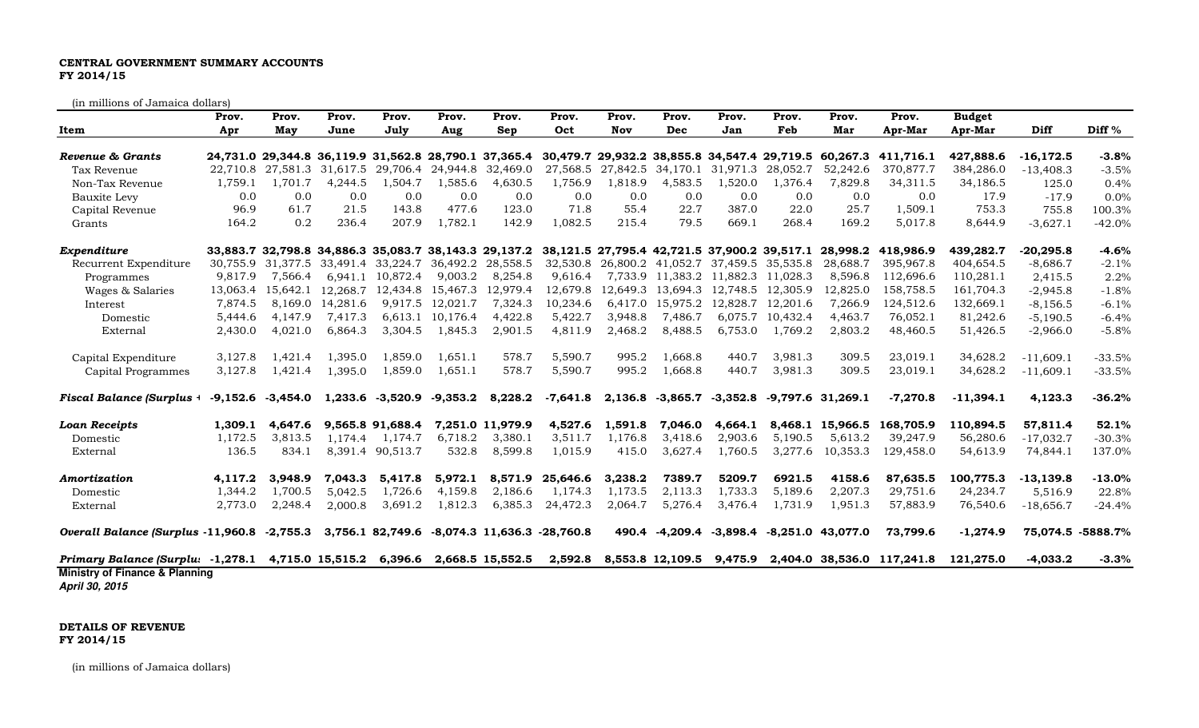**CENTRAL GOVERNMENT SUMMARY ACCOUNTS**
**FY 2014/15**

(in millions of Jamaica dollars)

| Item | Prov. Apr | Prov. May | Prov. June | Prov. July | Prov. Aug | Prov. Sep | Prov. Oct | Prov. Nov | Prov. Dec | Prov. Jan | Prov. Feb | Prov. Mar | Prov. Apr-Mar | Budget Apr-Mar | Diff | Diff % |
|---|---|---|---|---|---|---|---|---|---|---|---|---|---|---|---|---|
| ***Revenue & Grants*** | **24,731.0** | **29,344.8** | **36,119.9** | **31,562.8** | **28,790.1** | **37,365.4** | **30,479.7** | **29,932.2** | **38,855.8** | **34,547.4** | **29,719.5** | **60,267.3** | **411,716.1** | **427,888.6** | **-16,172.5** | **-3.8%** |
| Tax Revenue | 22,710.8 | 27,581.3 | 31,617.5 | 29,706.4 | 24,944.8 | 32,469.0 | 27,568.5 | 27,842.5 | 34,170.1 | 31,971.3 | 28,052.7 | 52,242.6 | 370,877.7 | 384,286.0 | -13,408.3 | -3.5% |
| Non-Tax Revenue | 1,759.1 | 1,701.7 | 4,244.5 | 1,504.7 | 1,585.6 | 4,630.5 | 1,756.9 | 1,818.9 | 4,583.5 | 1,520.0 | 1,376.4 | 7,829.8 | 34,311.5 | 34,186.5 | 125.0 | 0.4% |
| Bauxite Levy | 0.0 | 0.0 | 0.0 | 0.0 | 0.0 | 0.0 | 0.0 | 0.0 | 0.0 | 0.0 | 0.0 | 0.0 | 0.0 | 17.9 | -17.9 | 0.0% |
| Capital Revenue | 96.9 | 61.7 | 21.5 | 143.8 | 477.6 | 123.0 | 71.8 | 55.4 | 22.7 | 387.0 | 22.0 | 25.7 | 1,509.1 | 753.3 | 755.8 | 100.3% |
| Grants | 164.2 | 0.2 | 236.4 | 207.9 | 1,782.1 | 142.9 | 1,082.5 | 215.4 | 79.5 | 669.1 | 268.4 | 169.2 | 5,017.8 | 8,644.9 | -3,627.1 | -42.0% |
| | | | | | | | | | | | | | | | | |
| ***Expenditure*** | **33,883.7** | **32,798.8** | **34,886.3** | **35,083.7** | **38,143.3** | **29,137.2** | **38,121.5** | **27,795.4** | **42,721.5** | **37,900.2** | **39,517.1** | **28,998.2** | **418,986.9** | **439,282.7** | **-20,295.8** | **-4.6%** |
| Recurrent Expenditure | 30,755.9 | 31,377.5 | 33,491.4 | 33,224.7 | 36,492.2 | 28,558.5 | 32,530.8 | 26,800.2 | 41,052.7 | 37,459.5 | 35,535.8 | 28,688.7 | 395,967.8 | 404,654.5 | -8,686.7 | -2.1% |
| Programmes | 9,817.9 | 7,566.4 | 6,941.1 | 10,872.4 | 9,003.2 | 8,254.8 | 9,616.4 | 7,733.9 | 11,383.2 | 11,882.3 | 11,028.3 | 8,596.8 | 112,696.6 | 110,281.1 | 2,415.5 | 2.2% |
| Wages & Salaries | 13,063.4 | 15,642.1 | 12,268.7 | 12,434.8 | 15,467.3 | 12,979.4 | 12,679.8 | 12,649.3 | 13,694.3 | 12,748.5 | 12,305.9 | 12,825.0 | 158,758.5 | 161,704.3 | -2,945.8 | -1.8% |
| Interest | 7,874.5 | 8,169.0 | 14,281.6 | 9,917.5 | 12,021.7 | 7,324.3 | 10,234.6 | 6,417.0 | 15,975.2 | 12,828.7 | 12,201.6 | 7,266.9 | 124,512.6 | 132,669.1 | -8,156.5 | -6.1% |
| Domestic | 5,444.6 | 4,147.9 | 7,417.3 | 6,613.1 | 10,176.4 | 4,422.8 | 5,422.7 | 3,948.8 | 7,486.7 | 6,075.7 | 10,432.4 | 4,463.7 | 76,052.1 | 81,242.6 | -5,190.5 | -6.4% |
| External | 2,430.0 | 4,021.0 | 6,864.3 | 3,304.5 | 1,845.3 | 2,901.5 | 4,811.9 | 2,468.2 | 8,488.5 | 6,753.0 | 1,769.2 | 2,803.2 | 48,460.5 | 51,426.5 | -2,966.0 | -5.8% |
| | | | | | | | | | | | | | | | | |
| Capital Expenditure | 3,127.8 | 1,421.4 | 1,395.0 | 1,859.0 | 1,651.1 | 578.7 | 5,590.7 | 995.2 | 1,668.8 | 440.7 | 3,981.3 | 309.5 | 23,019.1 | 34,628.2 | -11,609.1 | -33.5% |
| Capital Programmes | 3,127.8 | 1,421.4 | 1,395.0 | 1,859.0 | 1,651.1 | 578.7 | 5,590.7 | 995.2 | 1,668.8 | 440.7 | 3,981.3 | 309.5 | 23,019.1 | 34,628.2 | -11,609.1 | -33.5% |
| | | | | | | | | | | | | | | | | |
| ***Fiscal Balance (Surplus +*** | **-9,152.6** | **-3,454.0** | **1,233.6** | **-3,520.9** | **-9,353.2** | **8,228.2** | **-7,641.8** | **2,136.8** | **-3,865.7** | **-3,352.8** | **-9,797.6** | **31,269.1** | **-7,270.8** | **-11,394.1** | **4,123.3** | **-36.2%** |
| | | | | | | | | | | | | | | | | |
| ***Loan Receipts*** | **1,309.1** | **4,647.6** | **9,565.8** | **91,688.4** | **7,251.0** | **11,979.9** | **4,527.6** | **1,591.8** | **7,046.0** | **4,664.1** | **8,468.1** | **15,966.5** | **168,705.9** | **110,894.5** | **57,811.4** | **52.1%** |
| Domestic | 1,172.5 | 3,813.5 | 1,174.4 | 1,174.7 | 6,718.2 | 3,380.1 | 3,511.7 | 1,176.8 | 3,418.6 | 2,903.6 | 5,190.5 | 5,613.2 | 39,247.9 | 56,280.6 | -17,032.7 | -30.3% |
| External | 136.5 | 834.1 | 8,391.4 | 90,513.7 | 532.8 | 8,599.8 | 1,015.9 | 415.0 | 3,627.4 | 1,760.5 | 3,277.6 | 10,353.3 | 129,458.0 | 54,613.9 | 74,844.1 | 137.0% |
| | | | | | | | | | | | | | | | | |
| ***Amortization*** | **4,117.2** | **3,948.9** | **7,043.3** | **5,417.8** | **5,972.1** | **8,571.9** | **25,646.6** | **3,238.2** | **7389.7** | **5209.7** | **6921.5** | **4158.6** | **87,635.5** | **100,775.3** | **-13,139.8** | **-13.0%** |
| Domestic | 1,344.2 | 1,700.5 | 5,042.5 | 1,726.6 | 4,159.8 | 2,186.6 | 1,174.3 | 1,173.5 | 2,113.3 | 1,733.3 | 5,189.6 | 2,207.3 | 29,751.6 | 24,234.7 | 5,516.9 | 22.8% |
| External | 2,773.0 | 2,248.4 | 2,000.8 | 3,691.2 | 1,812.3 | 6,385.3 | 24,472.3 | 2,064.7 | 5,276.4 | 3,476.4 | 1,731.9 | 1,951.3 | 57,883.9 | 76,540.6 | -18,656.7 | -24.4% |
| | | | | | | | | | | | | | | | | |
| ***Overall Balance (Surplus*** | **-11,960.8** | **-2,755.3** | **3,756.1** | **82,749.6** | **-8,074.3** | **11,636.3** | **-28,760.8** | **490.4** | **-4,209.4** | **-3,898.4** | **-8,251.0** | **43,077.0** | **73,799.6** | **-1,274.9** | **75,074.5** | **-5888.7%** |
| | | | | | | | | | | | | | | | | |
| ***Primary Balance (Surplus*** | **-1,278.1** | **4,715.0** | **15,515.2** | **6,396.6** | **2,668.5** | **15,552.5** | **2,592.8** | **8,553.8** | **12,109.5** | **9,475.9** | **2,404.0** | **38,536.0** | **117,241.8** | **121,275.0** | **-4,033.2** | **-3.3%** |

**Ministry of Finance & Planning**
***April 30, 2015***

**DETAILS OF REVENUE**
**FY 2014/15**

(in millions of Jamaica dollars)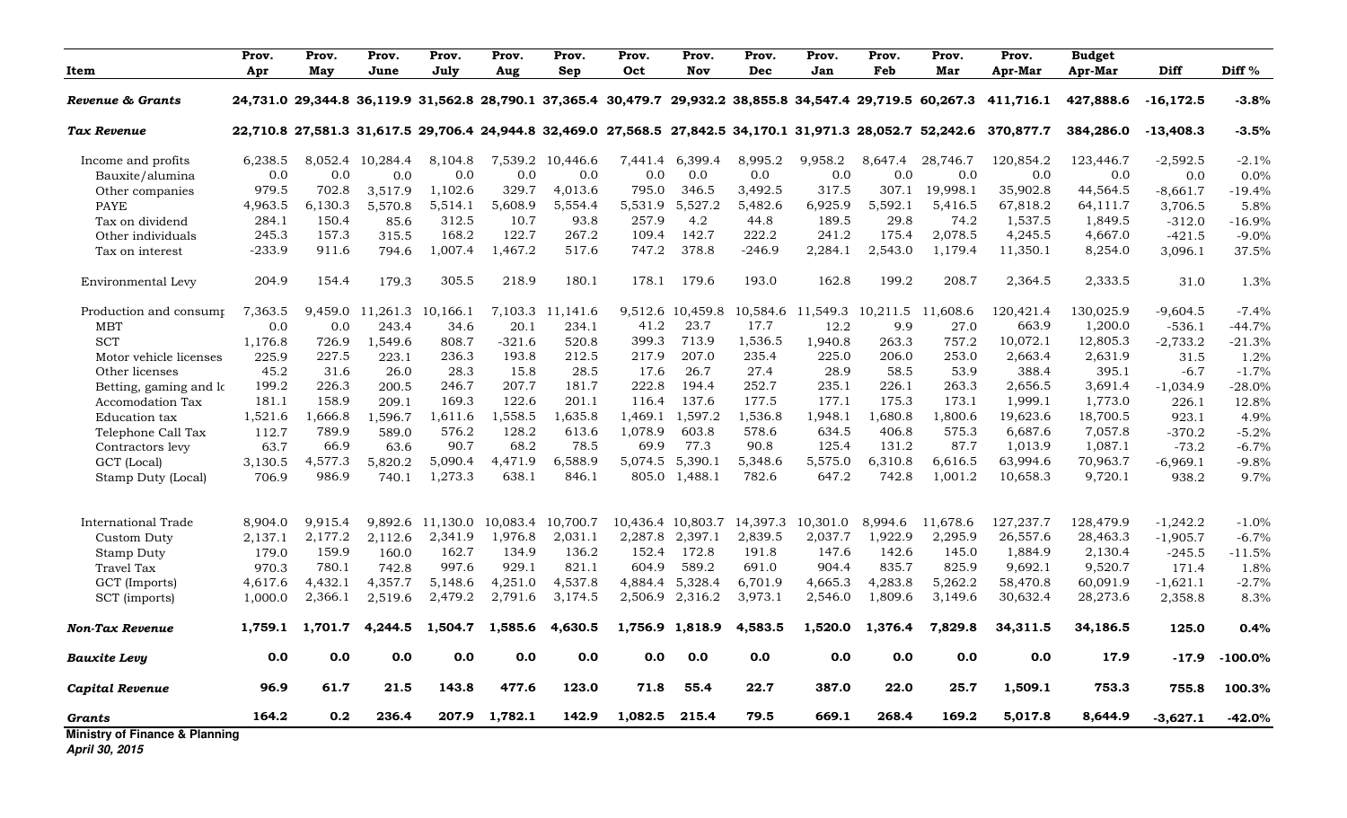| Item | Prov. Apr | Prov. May | Prov. June | Prov. July | Prov. Aug | Prov. Sep | Prov. Oct | Prov. Nov | Prov. Dec | Prov. Jan | Prov. Feb | Prov. Mar | Prov. Apr-Mar | Budget Apr-Mar | Diff | Diff % |
|---|---|---|---|---|---|---|---|---|---|---|---|---|---|---|---|---|
| ***Revenue & Grants*** | **24,731.0** | **29,344.8** | **36,119.9** | **31,562.8** | **28,790.1** | **37,365.4** | **30,479.7** | **29,932.2** | **38,855.8** | **34,547.4** | **29,719.5** | **60,267.3** | **411,716.1** | **427,888.6** | **-16,172.5** | **-3.8%** |
| ***Tax Revenue*** | **22,710.8** | **27,581.3** | **31,617.5** | **29,706.4** | **24,944.8** | **32,469.0** | **27,568.5** | **27,842.5** | **34,170.1** | **31,971.3** | **28,052.7** | **52,242.6** | **370,877.7** | **384,286.0** | **-13,408.3** | **-3.5%** |
| Income and profits | 6,238.5 | 8,052.4 | 10,284.4 | 8,104.8 | 7,539.2 | 10,446.6 | 7,441.4 | 6,399.4 | 8,995.2 | 9,958.2 | 8,647.4 | 28,746.7 | 120,854.2 | 123,446.7 | -2,592.5 | -2.1% |
| Bauxite/alumina | 0.0 | 0.0 | 0.0 | 0.0 | 0.0 | 0.0 | 0.0 | 0.0 | 0.0 | 0.0 | 0.0 | 0.0 | 0.0 | 0.0 | 0.0 | 0.0% |
| Other companies | 979.5 | 702.8 | 3,517.9 | 1,102.6 | 329.7 | 4,013.6 | 795.0 | 346.5 | 3,492.5 | 317.5 | 307.1 | 19,998.1 | 35,902.8 | 44,564.5 | -8,661.7 | -19.4% |
| PAYE | 4,963.5 | 6,130.3 | 5,570.8 | 5,514.1 | 5,608.9 | 5,554.4 | 5,531.9 | 5,527.2 | 5,482.6 | 6,925.9 | 5,592.1 | 5,416.5 | 67,818.2 | 64,111.7 | 3,706.5 | 5.8% |
| Tax on dividend | 284.1 | 150.4 | 85.6 | 312.5 | 10.7 | 93.8 | 257.9 | 4.2 | 44.8 | 189.5 | 29.8 | 74.2 | 1,537.5 | 1,849.5 | -312.0 | -16.9% |
| Other individuals | 245.3 | 157.3 | 315.5 | 168.2 | 122.7 | 267.2 | 109.4 | 142.7 | 222.2 | 241.2 | 175.4 | 2,078.5 | 4,245.5 | 4,667.0 | -421.5 | -9.0% |
| Tax on interest | -233.9 | 911.6 | 794.6 | 1,007.4 | 1,467.2 | 517.6 | 747.2 | 378.8 | -246.9 | 2,284.1 | 2,543.0 | 1,179.4 | 11,350.1 | 8,254.0 | 3,096.1 | 37.5% |
| Environmental Levy | 204.9 | 154.4 | 179.3 | 305.5 | 218.9 | 180.1 | 178.1 | 179.6 | 193.0 | 162.8 | 199.2 | 208.7 | 2,364.5 | 2,333.5 | 31.0 | 1.3% |
| Production and consump | 7,363.5 | 9,459.0 | 11,261.3 | 10,166.1 | 7,103.3 | 11,141.6 | 9,512.6 | 10,459.8 | 10,584.6 | 11,549.3 | 10,211.5 | 11,608.6 | 120,421.4 | 130,025.9 | -9,604.5 | -7.4% |
| MBT | 0.0 | 0.0 | 243.4 | 34.6 | 20.1 | 234.1 | 41.2 | 23.7 | 17.7 | 12.2 | 9.9 | 27.0 | 663.9 | 1,200.0 | -536.1 | -44.7% |
| SCT | 1,176.8 | 726.9 | 1,549.6 | 808.7 | -321.6 | 520.8 | 399.3 | 713.9 | 1,536.5 | 1,940.8 | 263.3 | 757.2 | 10,072.1 | 12,805.3 | -2,733.2 | -21.3% |
| Motor vehicle licenses | 225.9 | 227.5 | 223.1 | 236.3 | 193.8 | 212.5 | 217.9 | 207.0 | 235.4 | 225.0 | 206.0 | 253.0 | 2,663.4 | 2,631.9 | 31.5 | 1.2% |
| Other licenses | 45.2 | 31.6 | 26.0 | 28.3 | 15.8 | 28.5 | 17.6 | 26.7 | 27.4 | 28.9 | 58.5 | 53.9 | 388.4 | 395.1 | -6.7 | -1.7% |
| Betting, gaming and lo | 199.2 | 226.3 | 200.5 | 246.7 | 207.7 | 181.7 | 222.8 | 194.4 | 252.7 | 235.1 | 226.1 | 263.3 | 2,656.5 | 3,691.4 | -1,034.9 | -28.0% |
| Accomodation Tax | 181.1 | 158.9 | 209.1 | 169.3 | 122.6 | 201.1 | 116.4 | 137.6 | 177.5 | 177.1 | 175.3 | 173.1 | 1,999.1 | 1,773.0 | 226.1 | 12.8% |
| Education tax | 1,521.6 | 1,666.8 | 1,596.7 | 1,611.6 | 1,558.5 | 1,635.8 | 1,469.1 | 1,597.2 | 1,536.8 | 1,948.1 | 1,680.8 | 1,800.6 | 19,623.6 | 18,700.5 | 923.1 | 4.9% |
| Telephone Call Tax | 112.7 | 789.9 | 589.0 | 576.2 | 128.2 | 613.6 | 1,078.9 | 603.8 | 578.6 | 634.5 | 406.8 | 575.3 | 6,687.6 | 7,057.8 | -370.2 | -5.2% |
| Contractors levy | 63.7 | 66.9 | 63.6 | 90.7 | 68.2 | 78.5 | 69.9 | 77.3 | 90.8 | 125.4 | 131.2 | 87.7 | 1,013.9 | 1,087.1 | -73.2 | -6.7% |
| GCT (Local) | 3,130.5 | 4,577.3 | 5,820.2 | 5,090.4 | 4,471.9 | 6,588.9 | 5,074.5 | 5,390.1 | 5,348.6 | 5,575.0 | 6,310.8 | 6,616.5 | 63,994.6 | 70,963.7 | -6,969.1 | -9.8% |
| Stamp Duty (Local) | 706.9 | 986.9 | 740.1 | 1,273.3 | 638.1 | 846.1 | 805.0 | 1,488.1 | 782.6 | 647.2 | 742.8 | 1,001.2 | 10,658.3 | 9,720.1 | 938.2 | 9.7% |
| International Trade | 8,904.0 | 9,915.4 | 9,892.6 | 11,130.0 | 10,083.4 | 10,700.7 | 10,436.4 | 10,803.7 | 14,397.3 | 10,301.0 | 8,994.6 | 11,678.6 | 127,237.7 | 128,479.9 | -1,242.2 | -1.0% |
| Custom Duty | 2,137.1 | 2,177.2 | 2,112.6 | 2,341.9 | 1,976.8 | 2,031.1 | 2,287.8 | 2,397.1 | 2,839.5 | 2,037.7 | 1,922.9 | 2,295.9 | 26,557.6 | 28,463.3 | -1,905.7 | -6.7% |
| Stamp Duty | 179.0 | 159.9 | 160.0 | 162.7 | 134.9 | 136.2 | 152.4 | 172.8 | 191.8 | 147.6 | 142.6 | 145.0 | 1,884.9 | 2,130.4 | -245.5 | -11.5% |
| Travel Tax | 970.3 | 780.1 | 742.8 | 997.6 | 929.1 | 821.1 | 604.9 | 589.2 | 691.0 | 904.4 | 835.7 | 825.9 | 9,692.1 | 9,520.7 | 171.4 | 1.8% |
| GCT (Imports) | 4,617.6 | 4,432.1 | 4,357.7 | 5,148.6 | 4,251.0 | 4,537.8 | 4,884.4 | 5,328.4 | 6,701.9 | 4,665.3 | 4,283.8 | 5,262.2 | 58,470.8 | 60,091.9 | -1,621.1 | -2.7% |
| SCT (imports) | 1,000.0 | 2,366.1 | 2,519.6 | 2,479.2 | 2,791.6 | 3,174.5 | 2,506.9 | 2,316.2 | 3,973.1 | 2,546.0 | 1,809.6 | 3,149.6 | 30,632.4 | 28,273.6 | 2,358.8 | 8.3% |
| ***Non-Tax Revenue*** | **1,759.1** | **1,701.7** | **4,244.5** | **1,504.7** | **1,585.6** | **4,630.5** | **1,756.9** | **1,818.9** | **4,583.5** | **1,520.0** | **1,376.4** | **7,829.8** | **34,311.5** | **34,186.5** | **125.0** | **0.4%** |
| ***Bauxite Levy*** | **0.0** | **0.0** | **0.0** | **0.0** | **0.0** | **0.0** | **0.0** | **0.0** | **0.0** | **0.0** | **0.0** | **0.0** | **0.0** | **17.9** | **-17.9** | **-100.0%** |
| ***Capital Revenue*** | **96.9** | **61.7** | **21.5** | **143.8** | **477.6** | **123.0** | **71.8** | **55.4** | **22.7** | **387.0** | **22.0** | **25.7** | **1,509.1** | **753.3** | **755.8** | **100.3%** |
| ***Grants*** | **164.2** | **0.2** | **236.4** | **207.9** | **1,782.1** | **142.9** | **1,082.5** | **215.4** | **79.5** | **669.1** | **268.4** | **169.2** | **5,017.8** | **8,644.9** | **-3,627.1** | **-42.0%** |

**Ministry of Finance & Planning**
***April 30, 2015***